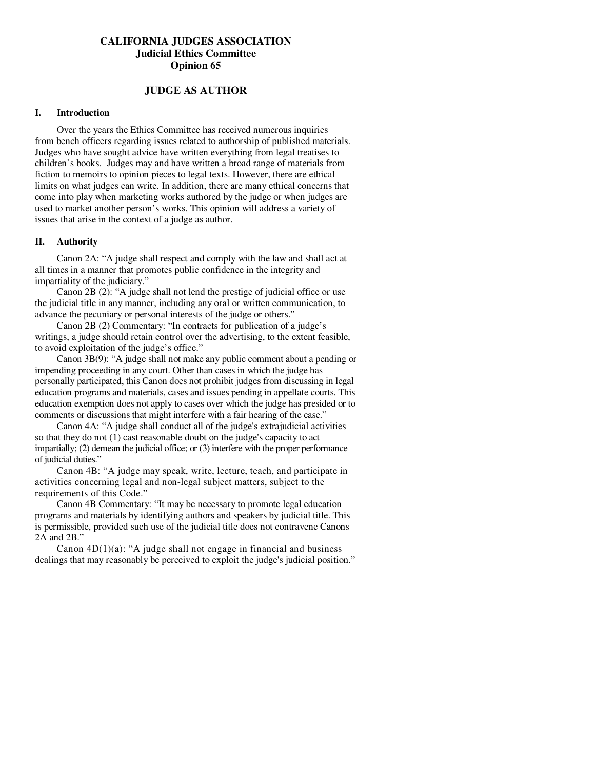# CALIFORNIA JUDGES ASSOCIATION
## Judicial Ethics Committee
## Opinion 65

## JUDGE AS AUTHOR

### I. Introduction

Over the years the Ethics Committee has received numerous inquiries from bench officers regarding issues related to authorship of published materials. Judges who have sought advice have written everything from legal treatises to children's books. Judges may and have written a broad range of materials from fiction to memoirs to opinion pieces to legal texts. However, there are ethical limits on what judges can write. In addition, there are many ethical concerns that come into play when marketing works authored by the judge or when judges are used to market another person's works. This opinion will address a variety of issues that arise in the context of a judge as author.

### II. Authority

Canon 2A: "A judge shall respect and comply with the law and shall act at all times in a manner that promotes public confidence in the integrity and impartiality of the judiciary."

Canon 2B (2): "A judge shall not lend the prestige of judicial office or use the judicial title in any manner, including any oral or written communication, to advance the pecuniary or personal interests of the judge or others."

Canon 2B (2) Commentary: "In contracts for publication of a judge's writings, a judge should retain control over the advertising, to the extent feasible, to avoid exploitation of the judge's office."

Canon 3B(9): "A judge shall not make any public comment about a pending or impending proceeding in any court. Other than cases in which the judge has personally participated, this Canon does not prohibit judges from discussing in legal education programs and materials, cases and issues pending in appellate courts. This education exemption does not apply to cases over which the judge has presided or to comments or discussions that might interfere with a fair hearing of the case."

Canon 4A: "A judge shall conduct all of the judge's extrajudicial activities so that they do not (1) cast reasonable doubt on the judge's capacity to act impartially; (2) demean the judicial office; or (3) interfere with the proper performance of judicial duties."

Canon 4B: "A judge may speak, write, lecture, teach, and participate in activities concerning legal and non-legal subject matters, subject to the requirements of this Code."

Canon 4B Commentary: "It may be necessary to promote legal education programs and materials by identifying authors and speakers by judicial title. This is permissible, provided such use of the judicial title does not contravene Canons 2A and 2B."

Canon 4D(1)(a): "A judge shall not engage in financial and business dealings that may reasonably be perceived to exploit the judge's judicial position."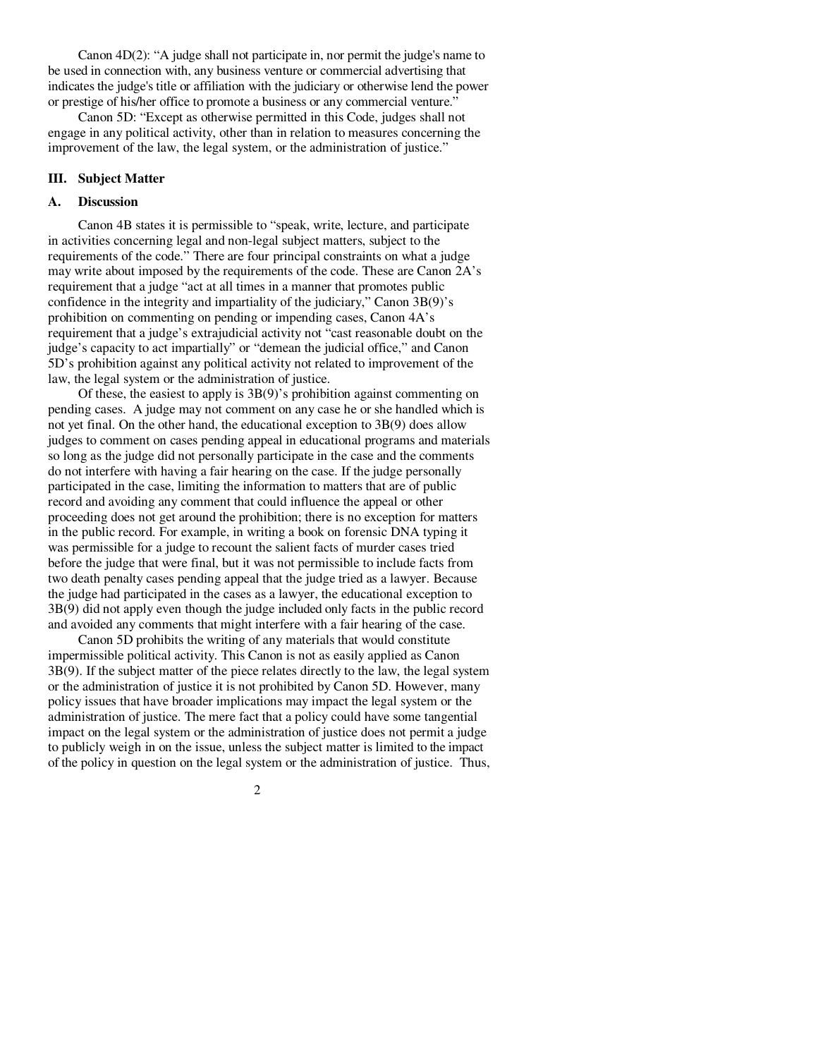Canon 4D(2): "A judge shall not participate in, nor permit the judge's name to be used in connection with, any business venture or commercial advertising that indicates the judge's title or affiliation with the judiciary or otherwise lend the power or prestige of his/her office to promote a business or any commercial venture."

Canon 5D: "Except as otherwise permitted in this Code, judges shall not engage in any political activity, other than in relation to measures concerning the improvement of the law, the legal system, or the administration of justice."

## III. Subject Matter

### A. Discussion

Canon 4B states it is permissible to "speak, write, lecture, and participate in activities concerning legal and non-legal subject matters, subject to the requirements of the code." There are four principal constraints on what a judge may write about imposed by the requirements of the code. These are Canon 2A's requirement that a judge "act at all times in a manner that promotes public confidence in the integrity and impartiality of the judiciary," Canon 3B(9)'s prohibition on commenting on pending or impending cases, Canon 4A's requirement that a judge's extrajudicial activity not "cast reasonable doubt on the judge's capacity to act impartially" or "demean the judicial office," and Canon 5D's prohibition against any political activity not related to improvement of the law, the legal system or the administration of justice.

Of these, the easiest to apply is 3B(9)'s prohibition against commenting on pending cases. A judge may not comment on any case he or she handled which is not yet final. On the other hand, the educational exception to 3B(9) does allow judges to comment on cases pending appeal in educational programs and materials so long as the judge did not personally participate in the case and the comments do not interfere with having a fair hearing on the case. If the judge personally participated in the case, limiting the information to matters that are of public record and avoiding any comment that could influence the appeal or other proceeding does not get around the prohibition; there is no exception for matters in the public record. For example, in writing a book on forensic DNA typing it was permissible for a judge to recount the salient facts of murder cases tried before the judge that were final, but it was not permissible to include facts from two death penalty cases pending appeal that the judge tried as a lawyer. Because the judge had participated in the cases as a lawyer, the educational exception to 3B(9) did not apply even though the judge included only facts in the public record and avoided any comments that might interfere with a fair hearing of the case.

Canon 5D prohibits the writing of any materials that would constitute impermissible political activity. This Canon is not as easily applied as Canon 3B(9). If the subject matter of the piece relates directly to the law, the legal system or the administration of justice it is not prohibited by Canon 5D. However, many policy issues that have broader implications may impact the legal system or the administration of justice. The mere fact that a policy could have some tangential impact on the legal system or the administration of justice does not permit a judge to publicly weigh in on the issue, unless the subject matter is limited to the impact of the policy in question on the legal system or the administration of justice. Thus,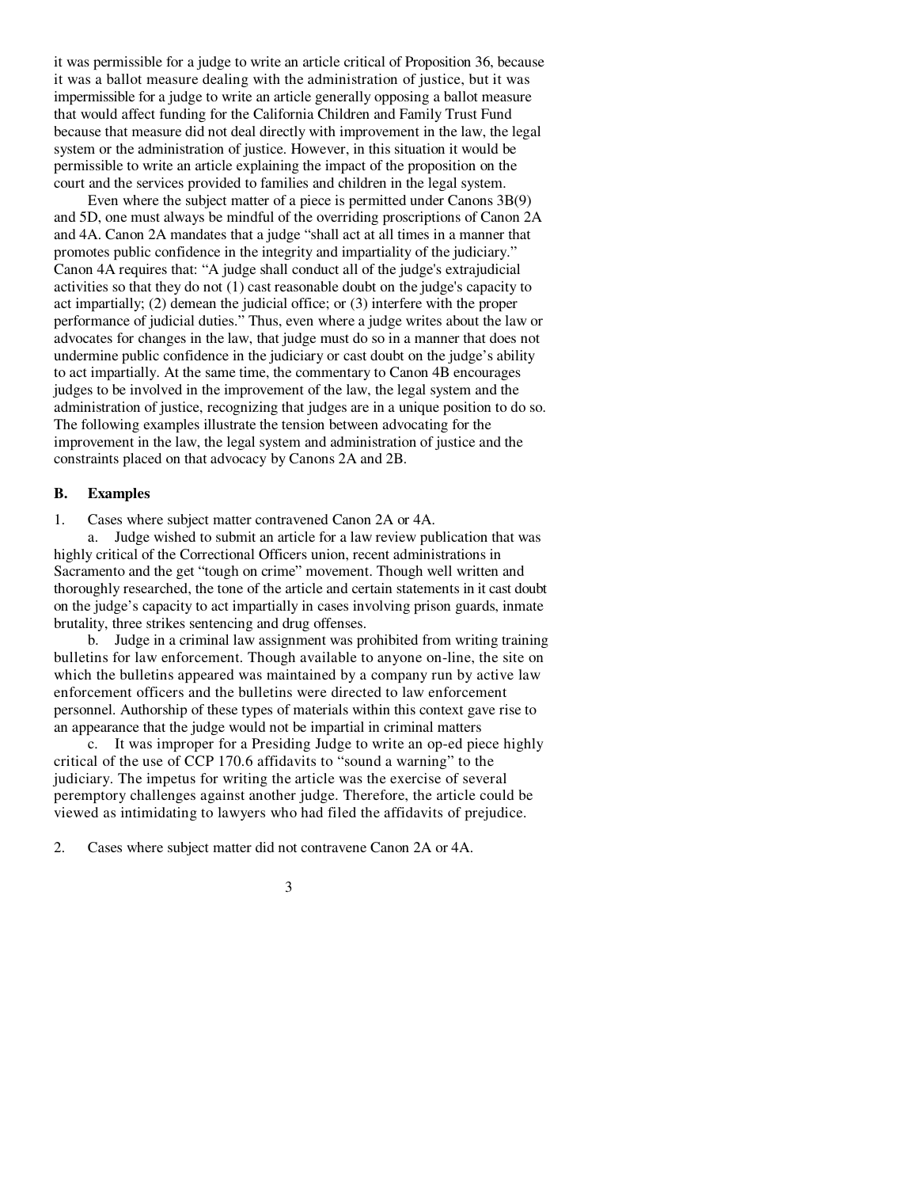it was permissible for a judge to write an article critical of Proposition 36, because it was a ballot measure dealing with the administration of justice, but it was impermissible for a judge to write an article generally opposing a ballot measure that would affect funding for the California Children and Family Trust Fund because that measure did not deal directly with improvement in the law, the legal system or the administration of justice. However, in this situation it would be permissible to write an article explaining the impact of the proposition on the court and the services provided to families and children in the legal system.

Even where the subject matter of a piece is permitted under Canons 3B(9) and 5D, one must always be mindful of the overriding proscriptions of Canon 2A and 4A. Canon 2A mandates that a judge "shall act at all times in a manner that promotes public confidence in the integrity and impartiality of the judiciary." Canon 4A requires that: "A judge shall conduct all of the judge's extrajudicial activities so that they do not (1) cast reasonable doubt on the judge's capacity to act impartially; (2) demean the judicial office; or (3) interfere with the proper performance of judicial duties." Thus, even where a judge writes about the law or advocates for changes in the law, that judge must do so in a manner that does not undermine public confidence in the judiciary or cast doubt on the judge's ability to act impartially. At the same time, the commentary to Canon 4B encourages judges to be involved in the improvement of the law, the legal system and the administration of justice, recognizing that judges are in a unique position to do so. The following examples illustrate the tension between advocating for the improvement in the law, the legal system and administration of justice and the constraints placed on that advocacy by Canons 2A and 2B.

### B. Examples

1. Cases where subject matter contravened Canon 2A or 4A.

   a. Judge wished to submit an article for a law review publication that was highly critical of the Correctional Officers union, recent administrations in Sacramento and the get "tough on crime" movement. Though well written and thoroughly researched, the tone of the article and certain statements in it cast doubt on the judge's capacity to act impartially in cases involving prison guards, inmate brutality, three strikes sentencing and drug offenses.

   b. Judge in a criminal law assignment was prohibited from writing training bulletins for law enforcement. Though available to anyone on-line, the site on which the bulletins appeared was maintained by a company run by active law enforcement officers and the bulletins were directed to law enforcement personnel. Authorship of these types of materials within this context gave rise to an appearance that the judge would not be impartial in criminal matters

   c. It was improper for a Presiding Judge to write an op-ed piece highly critical of the use of CCP 170.6 affidavits to "sound a warning" to the judiciary. The impetus for writing the article was the exercise of several peremptory challenges against another judge. Therefore, the article could be viewed as intimidating to lawyers who had filed the affidavits of prejudice.

2. Cases where subject matter did not contravene Canon 2A or 4A.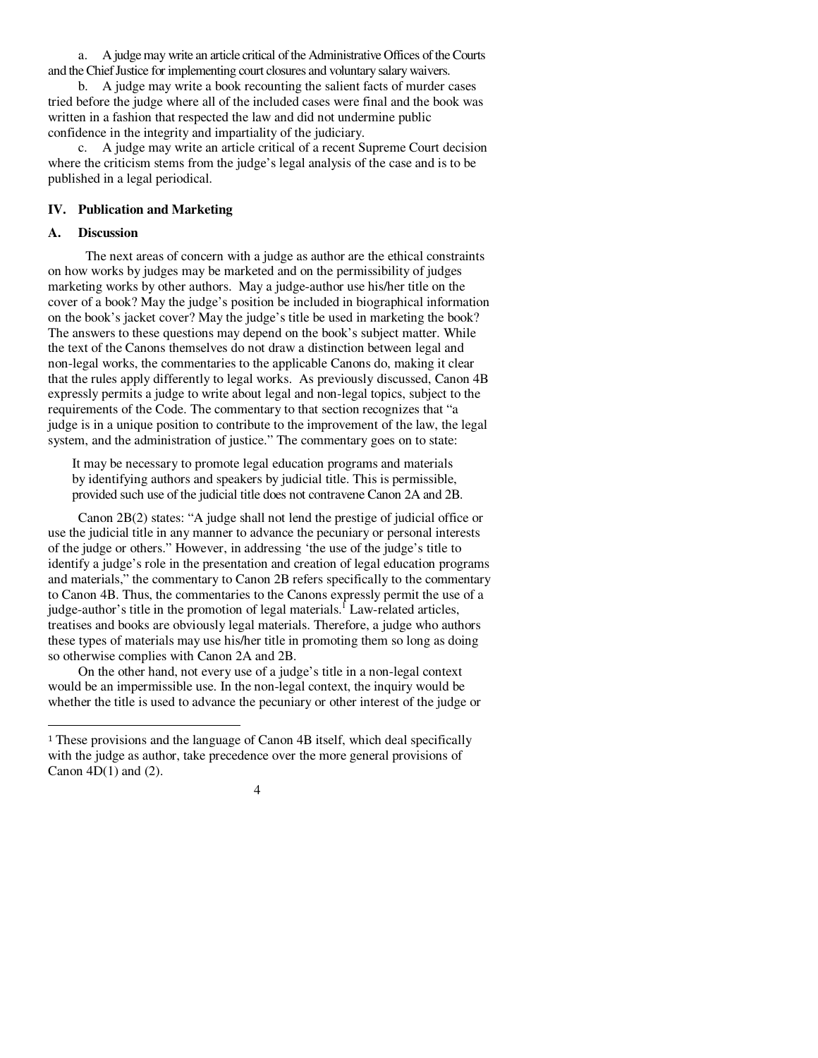a. A judge may write an article critical of the Administrative Offices of the Courts and the Chief Justice for implementing court closures and voluntary salary waivers.

b. A judge may write a book recounting the salient facts of murder cases tried before the judge where all of the included cases were final and the book was written in a fashion that respected the law and did not undermine public confidence in the integrity and impartiality of the judiciary.

c. A judge may write an article critical of a recent Supreme Court decision where the criticism stems from the judge's legal analysis of the case and is to be published in a legal periodical.

## IV. Publication and Marketing

### A. Discussion

The next areas of concern with a judge as author are the ethical constraints on how works by judges may be marketed and on the permissibility of judges marketing works by other authors. May a judge-author use his/her title on the cover of a book? May the judge's position be included in biographical information on the book's jacket cover? May the judge's title be used in marketing the book? The answers to these questions may depend on the book's subject matter. While the text of the Canons themselves do not draw a distinction between legal and non-legal works, the commentaries to the applicable Canons do, making it clear that the rules apply differently to legal works. As previously discussed, Canon 4B expressly permits a judge to write about legal and non-legal topics, subject to the requirements of the Code. The commentary to that section recognizes that "a judge is in a unique position to contribute to the improvement of the law, the legal system, and the administration of justice." The commentary goes on to state:

> It may be necessary to promote legal education programs and materials by identifying authors and speakers by judicial title. This is permissible, provided such use of the judicial title does not contravene Canon 2A and 2B.

Canon 2B(2) states: "A judge shall not lend the prestige of judicial office or use the judicial title in any manner to advance the pecuniary or personal interests of the judge or others." However, in addressing 'the use of the judge's title to identify a judge's role in the presentation and creation of legal education programs and materials," the commentary to Canon 2B refers specifically to the commentary to Canon 4B. Thus, the commentaries to the Canons expressly permit the use of a judge-author's title in the promotion of legal materials.[1] Law-related articles, treatises and books are obviously legal materials. Therefore, a judge who authors these types of materials may use his/her title in promoting them so long as doing so otherwise complies with Canon 2A and 2B.

On the other hand, not every use of a judge's title in a non-legal context would be an impermissible use. In the non-legal context, the inquiry would be whether the title is used to advance the pecuniary or other interest of the judge or

---

[1] These provisions and the language of Canon 4B itself, which deal specifically with the judge as author, take precedence over the more general provisions of Canon 4D(1) and (2).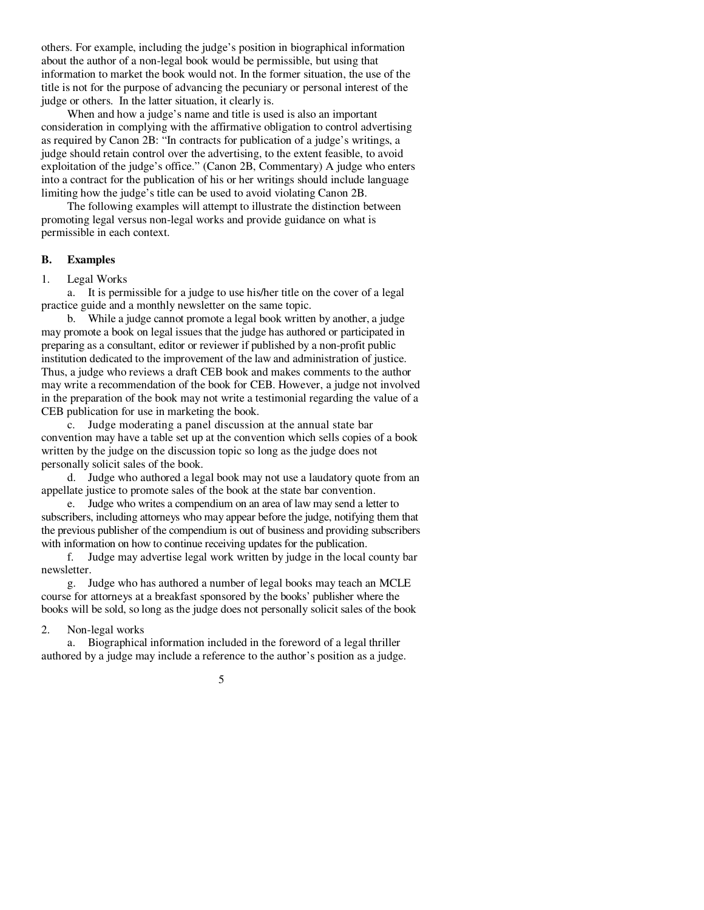others. For example, including the judge's position in biographical information about the author of a non-legal book would be permissible, but using that information to market the book would not. In the former situation, the use of the title is not for the purpose of advancing the pecuniary or personal interest of the judge or others. In the latter situation, it clearly is.

When and how a judge's name and title is used is also an important consideration in complying with the affirmative obligation to control advertising as required by Canon 2B: "In contracts for publication of a judge's writings, a judge should retain control over the advertising, to the extent feasible, to avoid exploitation of the judge's office." (Canon 2B, Commentary) A judge who enters into a contract for the publication of his or her writings should include language limiting how the judge's title can be used to avoid violating Canon 2B.

The following examples will attempt to illustrate the distinction between promoting legal versus non-legal works and provide guidance on what is permissible in each context.

## B. Examples

1. Legal Works

a. It is permissible for a judge to use his/her title on the cover of a legal practice guide and a monthly newsletter on the same topic.

b. While a judge cannot promote a legal book written by another, a judge may promote a book on legal issues that the judge has authored or participated in preparing as a consultant, editor or reviewer if published by a non-profit public institution dedicated to the improvement of the law and administration of justice. Thus, a judge who reviews a draft CEB book and makes comments to the author may write a recommendation of the book for CEB. However, a judge not involved in the preparation of the book may not write a testimonial regarding the value of a CEB publication for use in marketing the book.

c. Judge moderating a panel discussion at the annual state bar convention may have a table set up at the convention which sells copies of a book written by the judge on the discussion topic so long as the judge does not personally solicit sales of the book.

d. Judge who authored a legal book may not use a laudatory quote from an appellate justice to promote sales of the book at the state bar convention.

e. Judge who writes a compendium on an area of law may send a letter to subscribers, including attorneys who may appear before the judge, notifying them that the previous publisher of the compendium is out of business and providing subscribers with information on how to continue receiving updates for the publication.

f. Judge may advertise legal work written by judge in the local county bar newsletter.

g. Judge who has authored a number of legal books may teach an MCLE course for attorneys at a breakfast sponsored by the books' publisher where the books will be sold, so long as the judge does not personally solicit sales of the book

2. Non-legal works

a. Biographical information included in the foreword of a legal thriller authored by a judge may include a reference to the author's position as a judge.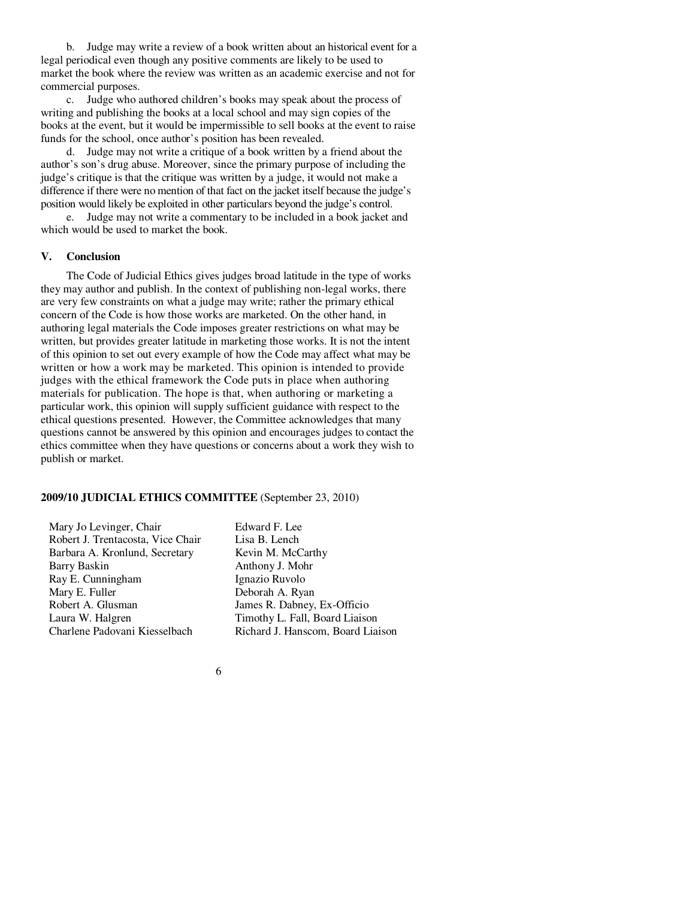b. Judge may write a review of a book written about an historical event for a legal periodical even though any positive comments are likely to be used to market the book where the review was written as an academic exercise and not for commercial purposes.

c. Judge who authored children's books may speak about the process of writing and publishing the books at a local school and may sign copies of the books at the event, but it would be impermissible to sell books at the event to raise funds for the school, once author's position has been revealed.

d. Judge may not write a critique of a book written by a friend about the author's son's drug abuse. Moreover, since the primary purpose of including the judge's critique is that the critique was written by a judge, it would not make a difference if there were no mention of that fact on the jacket itself because the judge's position would likely be exploited in other particulars beyond the judge's control.

e. Judge may not write a commentary to be included in a book jacket and which would be used to market the book.

## V. Conclusion

The Code of Judicial Ethics gives judges broad latitude in the type of works they may author and publish. In the context of publishing non-legal works, there are very few constraints on what a judge may write; rather the primary ethical concern of the Code is how those works are marketed. On the other hand, in authoring legal materials the Code imposes greater restrictions on what may be written, but provides greater latitude in marketing those works. It is not the intent of this opinion to set out every example of how the Code may affect what may be written or how a work may be marketed. This opinion is intended to provide judges with the ethical framework the Code puts in place when authoring materials for publication. The hope is that, when authoring or marketing a particular work, this opinion will supply sufficient guidance with respect to the ethical questions presented. However, the Committee acknowledges that many questions cannot be answered by this opinion and encourages judges to contact the ethics committee when they have questions or concerns about a work they wish to publish or market.

**2009/10 JUDICIAL ETHICS COMMITTEE** (September 23, 2010)

| | |
|---|---|
| Mary Jo Levinger, Chair | Edward F. Lee |
| Robert J. Trentacosta, Vice Chair | Lisa B. Lench |
| Barbara A. Kronlund, Secretary | Kevin M. McCarthy |
| Barry Baskin | Anthony J. Mohr |
| Ray E. Cunningham | Ignazio Ruvolo |
| Mary E. Fuller | Deborah A. Ryan |
| Robert A. Glusman | James R. Dabney, Ex-Officio |
| Laura W. Halgren | Timothy L. Fall, Board Liaison |
| Charlene Padovani Kiesselbach | Richard J. Hanscom, Board Liaison |